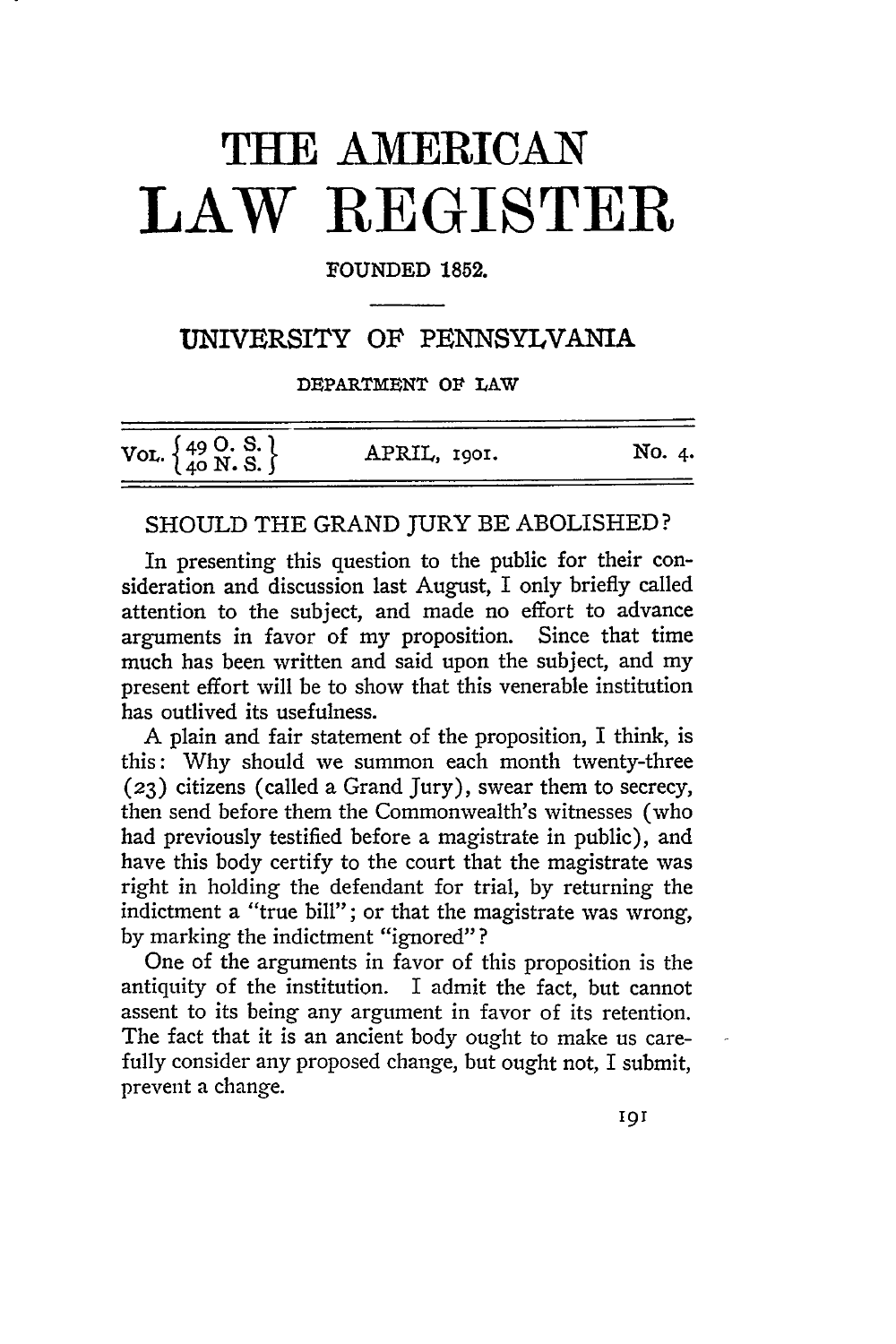# THE AMERICAN LAW REGISTER

FOUNDED 1852.

UNIVERSITY OF PENNSYLVANIA

DEPARTMENT OF LAW

| VOL. {49 O. S. / 40 N. S.} | APRIL, 1901. | No. 4. |
|---|---|---|

## SHOULD THE GRAND JURY BE ABOLISHED?

In presenting this question to the public for their consideration and discussion last August, I only briefly called attention to the subject, and made no effort to advance arguments in favor of my proposition. Since that time much has been written and said upon the subject, and my present effort will be to show that this venerable institution has outlived its usefulness.

A plain and fair statement of the proposition, I think, is this: Why should we summon each month twenty-three (23) citizens (called a Grand Jury), swear them to secrecy, then send before them the Commonwealth's witnesses (who had previously testified before a magistrate in public), and have this body certify to the court that the magistrate was right in holding the defendant for trial, by returning the indictment a "true bill"; or that the magistrate was wrong, by marking the indictment "ignored"?

One of the arguments in favor of this proposition is the antiquity of the institution. I admit the fact, but cannot assent to its being any argument in favor of its retention. The fact that it is an ancient body ought to make us carefully consider any proposed change, but ought not, I submit, prevent a change.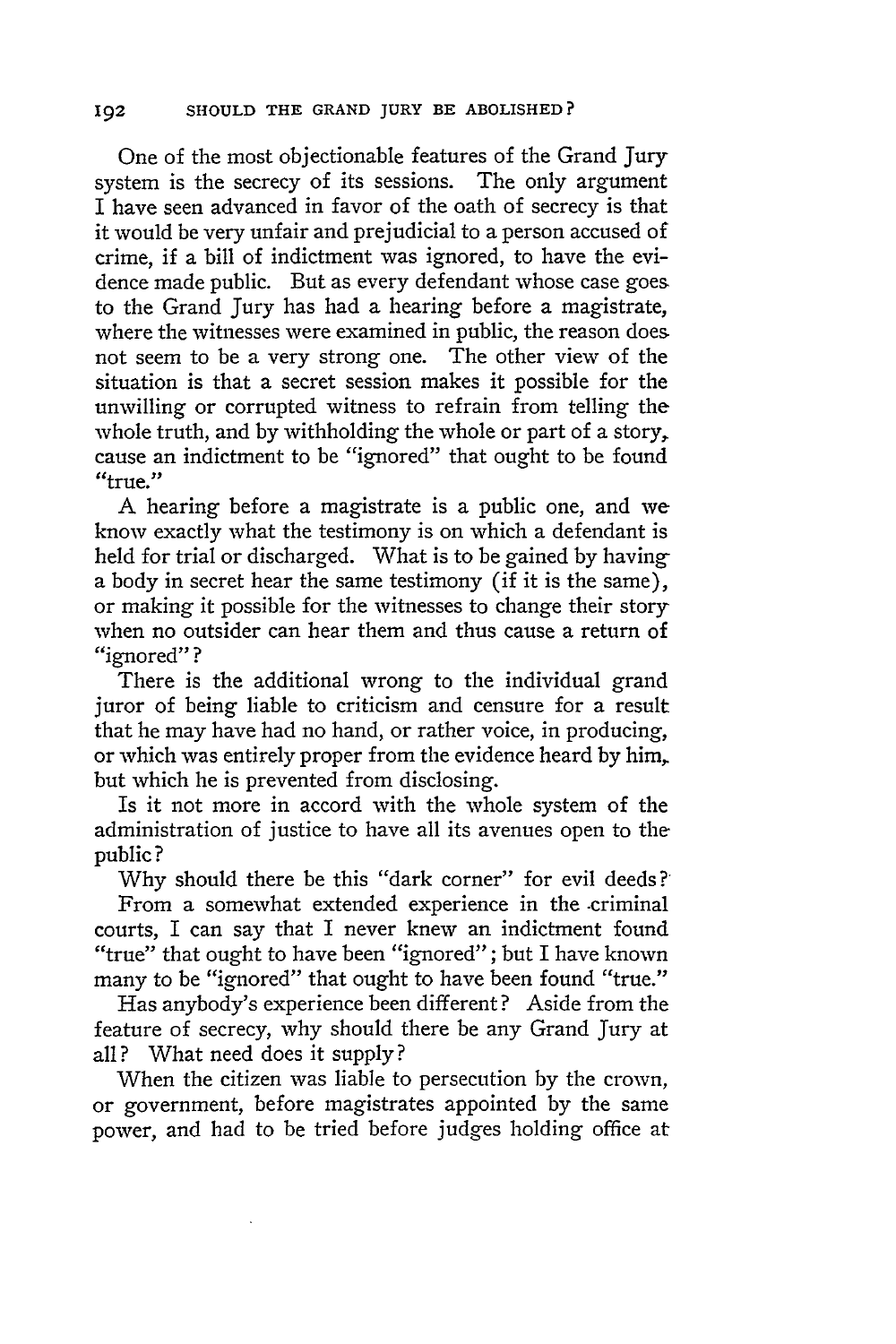One of the most objectionable features of the Grand Jury system is the secrecy of its sessions. The only argument I have seen advanced in favor of the oath of secrecy is that it would be very unfair and prejudicial to a person accused of crime, if a bill of indictment was ignored, to have the evidence made public. But as every defendant whose case goes to the Grand Jury has had a hearing before a magistrate, where the witnesses were examined in public, the reason does not seem to be a very strong one. The other view of the situation is that a secret session makes it possible for the unwilling or corrupted witness to refrain from telling the whole truth, and by withholding the whole or part of a story, cause an indictment to be "ignored" that ought to be found "true."

A hearing before a magistrate is a public one, and we know exactly what the testimony is on which a defendant is held for trial or discharged. What is to be gained by having a body in secret hear the same testimony (if it is the same), or making it possible for the witnesses to change their story when no outsider can hear them and thus cause a return of "ignored"?

There is the additional wrong to the individual grand juror of being liable to criticism and censure for a result that he may have had no hand, or rather voice, in producing, or which was entirely proper from the evidence heard by him, but which he is prevented from disclosing.

Is it not more in accord with the whole system of the administration of justice to have all its avenues open to the public?

Why should there be this "dark corner" for evil deeds?

From a somewhat extended experience in the criminal courts, I can say that I never knew an indictment found "true" that ought to have been "ignored"; but I have known many to be "ignored" that ought to have been found "true."

Has anybody's experience been different? Aside from the feature of secrecy, why should there be any Grand Jury at all? What need does it supply?

When the citizen was liable to persecution by the crown, or government, before magistrates appointed by the same power, and had to be tried before judges holding office at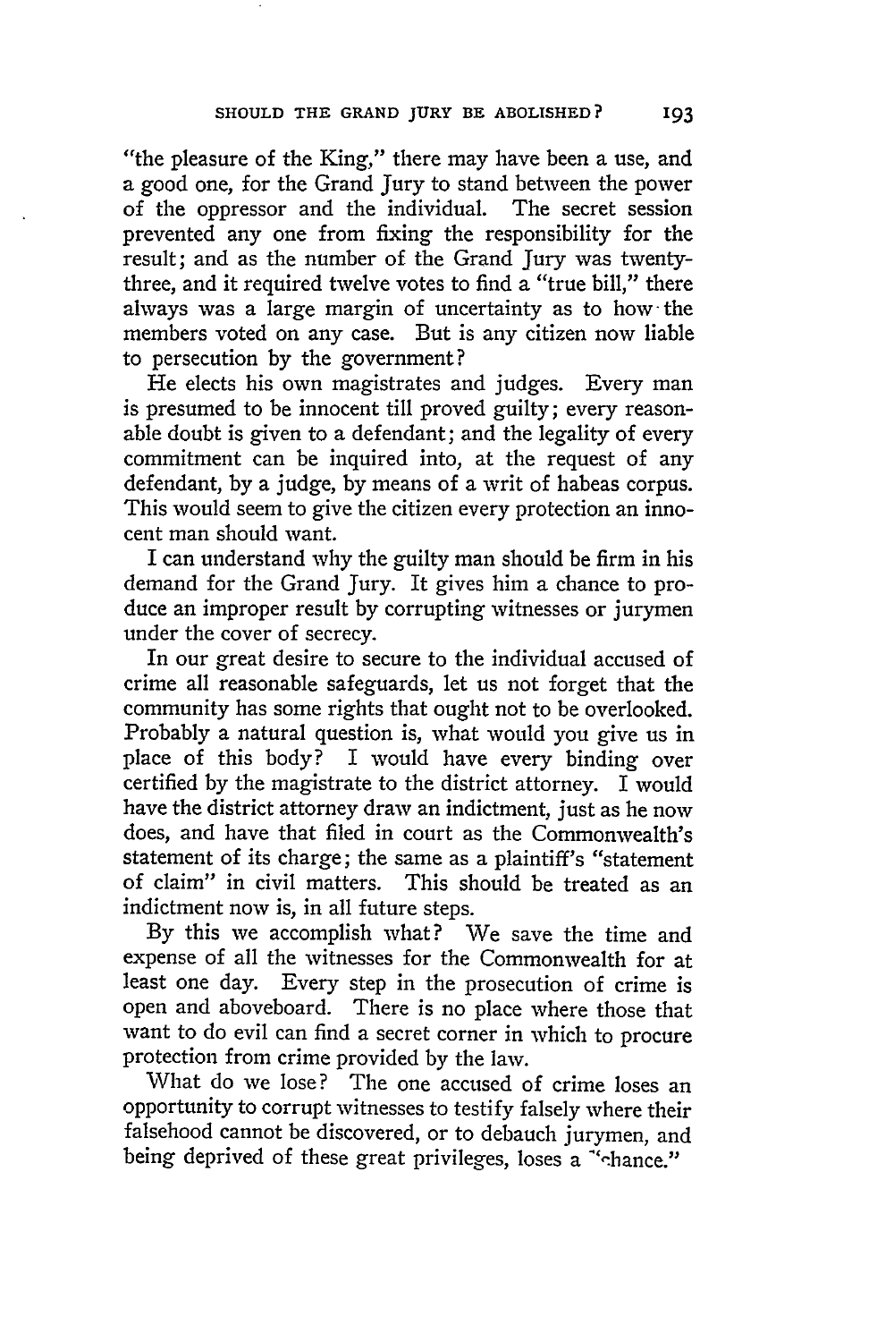"the pleasure of the King," there may have been a use, and a good one, for the Grand Jury to stand between the power of the oppressor and the individual. The secret session prevented any one from fixing the responsibility for the result; and as the number of the Grand Jury was twenty-three, and it required twelve votes to find a "true bill," there always was a large margin of uncertainty as to how the members voted on any case. But is any citizen now liable to persecution by the government?

He elects his own magistrates and judges. Every man is presumed to be innocent till proved guilty; every reasonable doubt is given to a defendant; and the legality of every commitment can be inquired into, at the request of any defendant, by a judge, by means of a writ of habeas corpus. This would seem to give the citizen every protection an innocent man should want.

I can understand why the guilty man should be firm in his demand for the Grand Jury. It gives him a chance to produce an improper result by corrupting witnesses or jurymen under the cover of secrecy.

In our great desire to secure to the individual accused of crime all reasonable safeguards, let us not forget that the community has some rights that ought not to be overlooked. Probably a natural question is, what would you give us in place of this body? I would have every binding over certified by the magistrate to the district attorney. I would have the district attorney draw an indictment, just as he now does, and have that filed in court as the Commonwealth's statement of its charge; the same as a plaintiff's "statement of claim" in civil matters. This should be treated as an indictment now is, in all future steps.

By this we accomplish what? We save the time and expense of all the witnesses for the Commonwealth for at least one day. Every step in the prosecution of crime is open and aboveboard. There is no place where those that want to do evil can find a secret corner in which to procure protection from crime provided by the law.

What do we lose? The one accused of crime loses an opportunity to corrupt witnesses to testify falsely where their falsehood cannot be discovered, or to debauch jurymen, and being deprived of these great privileges, loses a "chance."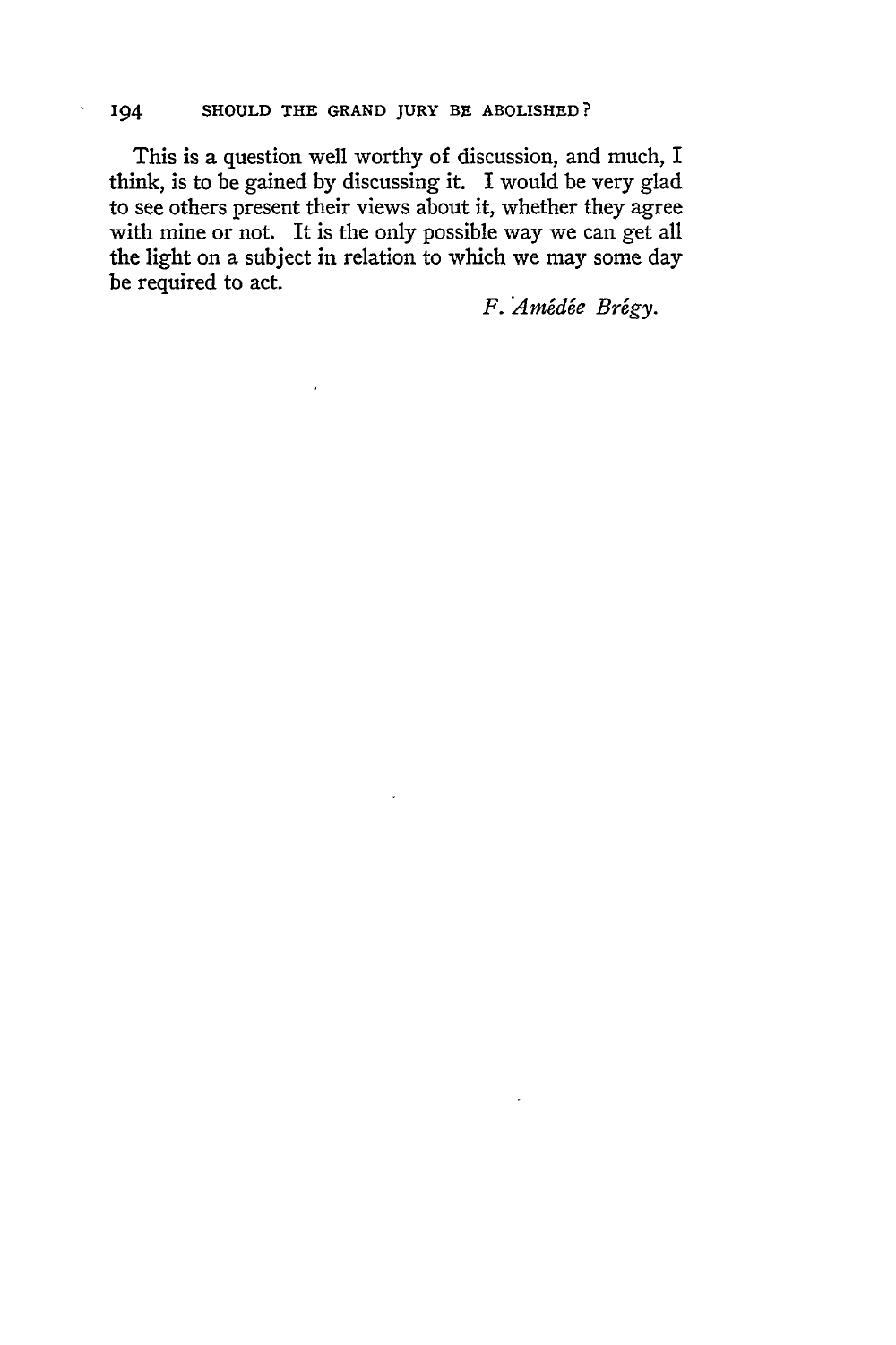This is a question well worthy of discussion, and much, I think, is to be gained by discussing it. I would be very glad to see others present their views about it, whether they agree with mine or not. It is the only possible way we can get all the light on a subject in relation to which we may some day be required to act.

*F. Amédée Brégy.*